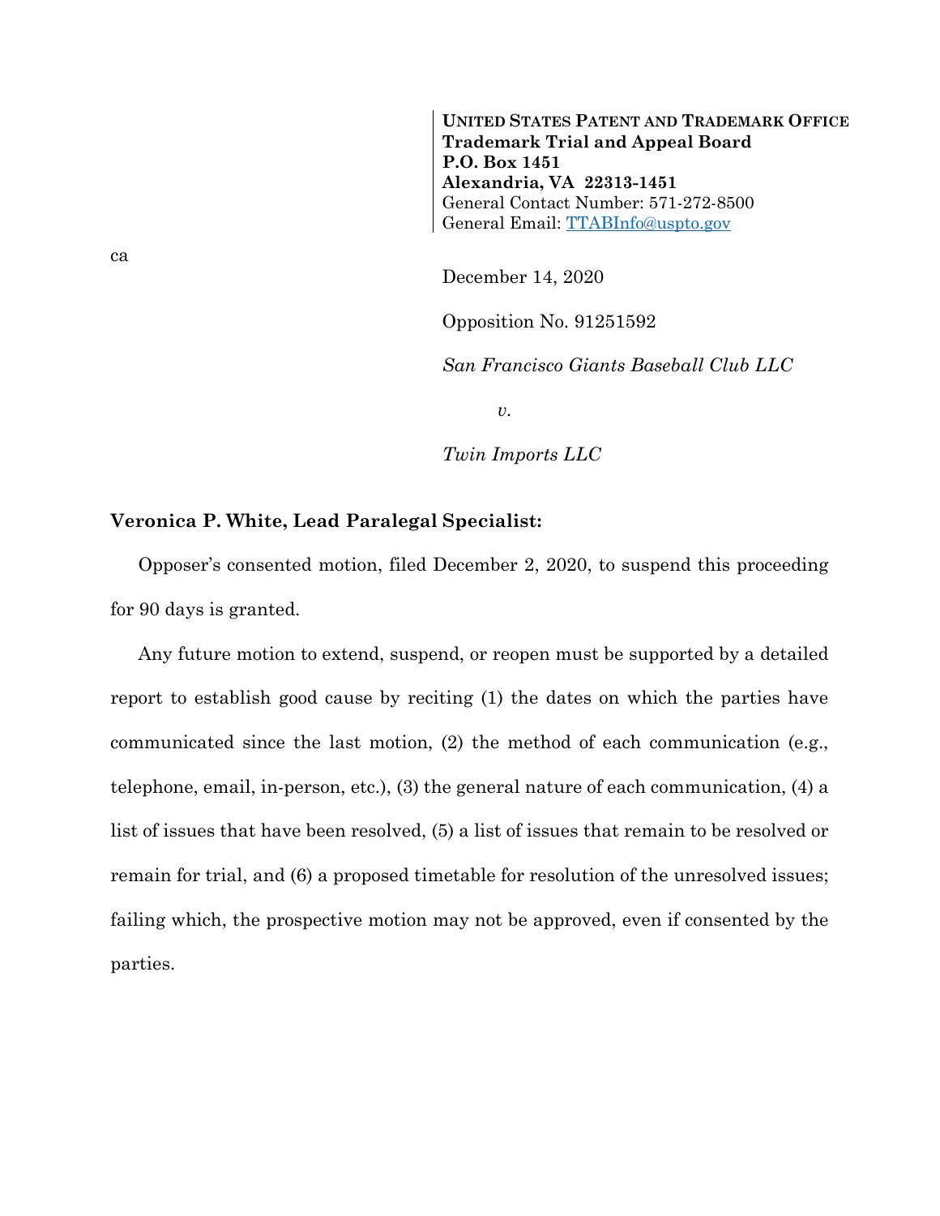**UNITED STATES PATENT AND TRADEMARK OFFICE**
**Trademark Trial and Appeal Board**
**P.O. Box 1451**
**Alexandria, VA 22313-1451**
General Contact Number: 571-272-8500
General Email: TTABInfo@uspto.gov

ca

December 14, 2020

Opposition No. 91251592

*San Francisco Giants Baseball Club LLC*

*v.*

*Twin Imports LLC*

**Veronica P. White, Lead Paralegal Specialist:**

Opposer's consented motion, filed December 2, 2020, to suspend this proceeding for 90 days is granted.

Any future motion to extend, suspend, or reopen must be supported by a detailed report to establish good cause by reciting (1) the dates on which the parties have communicated since the last motion, (2) the method of each communication (e.g., telephone, email, in-person, etc.), (3) the general nature of each communication, (4) a list of issues that have been resolved, (5) a list of issues that remain to be resolved or remain for trial, and (6) a proposed timetable for resolution of the unresolved issues; failing which, the prospective motion may not be approved, even if consented by the parties.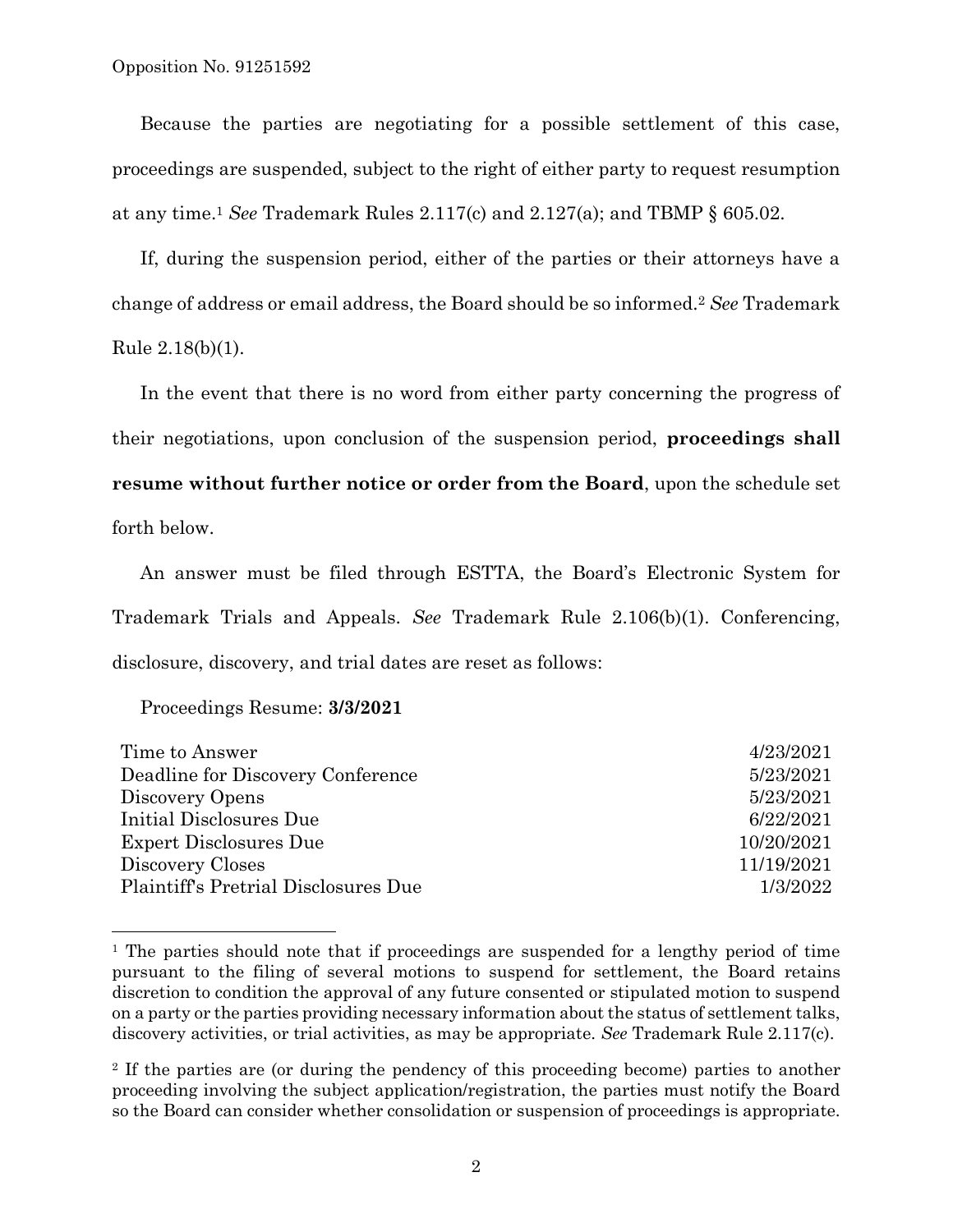Because the parties are negotiating for a possible settlement of this case, proceedings are suspended, subject to the right of either party to request resumption at any time.[1] *See* Trademark Rules 2.117(c) and 2.127(a); and TBMP § 605.02.

If, during the suspension period, either of the parties or their attorneys have a change of address or email address, the Board should be so informed.[2] *See* Trademark Rule 2.18(b)(1).

In the event that there is no word from either party concerning the progress of their negotiations, upon conclusion of the suspension period, **proceedings shall resume without further notice or order from the Board**, upon the schedule set forth below.

An answer must be filed through ESTTA, the Board's Electronic System for Trademark Trials and Appeals. *See* Trademark Rule 2.106(b)(1). Conferencing, disclosure, discovery, and trial dates are reset as follows:

Proceedings Resume: **3/3/2021**

| | |
|---|---|
| Time to Answer | 4/23/2021 |
| Deadline for Discovery Conference | 5/23/2021 |
| Discovery Opens | 5/23/2021 |
| Initial Disclosures Due | 6/22/2021 |
| Expert Disclosures Due | 10/20/2021 |
| Discovery Closes | 11/19/2021 |
| Plaintiff's Pretrial Disclosures Due | 1/3/2022 |

[1] The parties should note that if proceedings are suspended for a lengthy period of time pursuant to the filing of several motions to suspend for settlement, the Board retains discretion to condition the approval of any future consented or stipulated motion to suspend on a party or the parties providing necessary information about the status of settlement talks, discovery activities, or trial activities, as may be appropriate. *See* Trademark Rule 2.117(c).

[2] If the parties are (or during the pendency of this proceeding become) parties to another proceeding involving the subject application/registration, the parties must notify the Board so the Board can consider whether consolidation or suspension of proceedings is appropriate.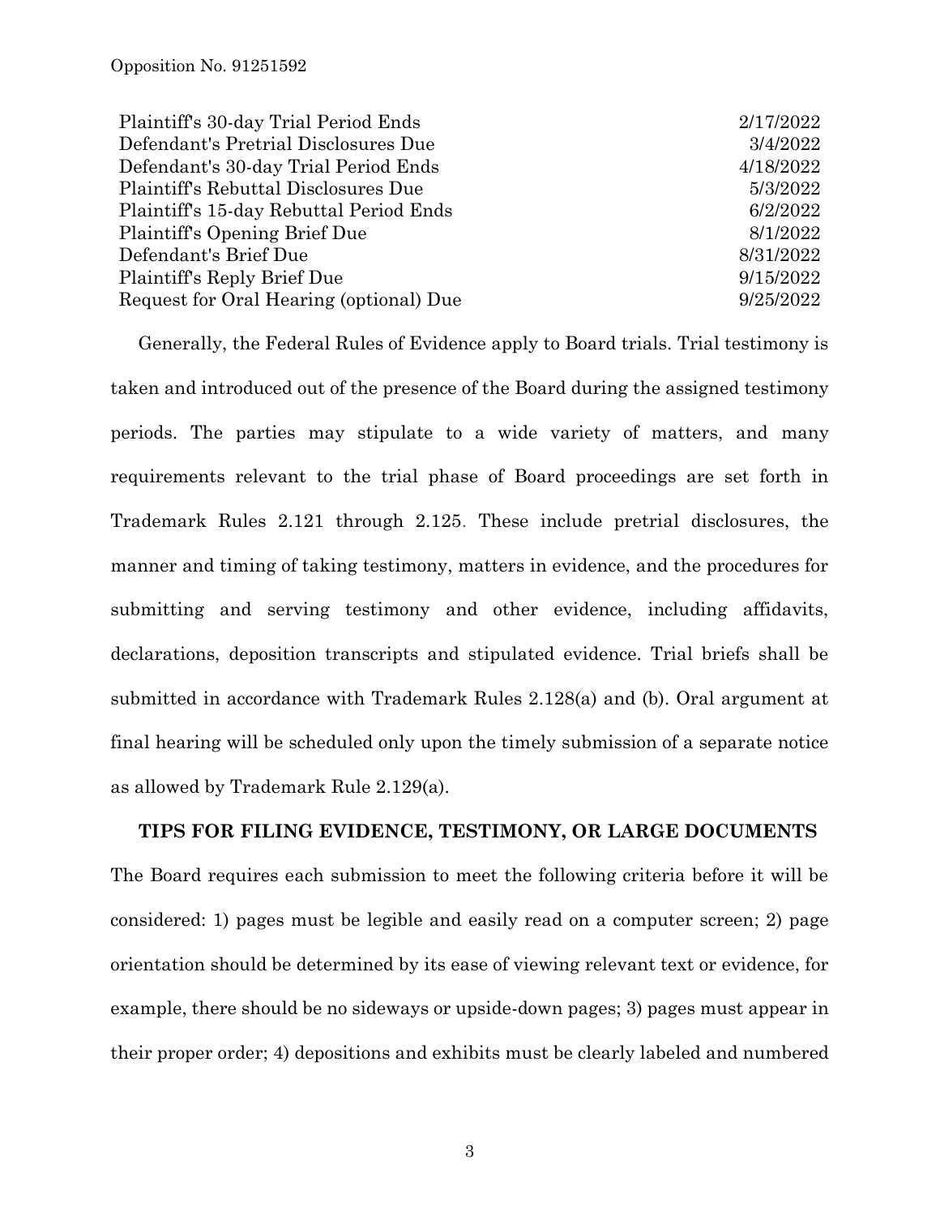| | |
|---|---|
| Plaintiff's 30-day Trial Period Ends | 2/17/2022 |
| Defendant's Pretrial Disclosures Due | 3/4/2022 |
| Defendant's 30-day Trial Period Ends | 4/18/2022 |
| Plaintiff's Rebuttal Disclosures Due | 5/3/2022 |
| Plaintiff's 15-day Rebuttal Period Ends | 6/2/2022 |
| Plaintiff's Opening Brief Due | 8/1/2022 |
| Defendant's Brief Due | 8/31/2022 |
| Plaintiff's Reply Brief Due | 9/15/2022 |
| Request for Oral Hearing (optional) Due | 9/25/2022 |

Generally, the Federal Rules of Evidence apply to Board trials. Trial testimony is taken and introduced out of the presence of the Board during the assigned testimony periods. The parties may stipulate to a wide variety of matters, and many requirements relevant to the trial phase of Board proceedings are set forth in Trademark Rules 2.121 through 2.125. These include pretrial disclosures, the manner and timing of taking testimony, matters in evidence, and the procedures for submitting and serving testimony and other evidence, including affidavits, declarations, deposition transcripts and stipulated evidence. Trial briefs shall be submitted in accordance with Trademark Rules 2.128(a) and (b). Oral argument at final hearing will be scheduled only upon the timely submission of a separate notice as allowed by Trademark Rule 2.129(a).

**TIPS FOR FILING EVIDENCE, TESTIMONY, OR LARGE DOCUMENTS**

The Board requires each submission to meet the following criteria before it will be considered: 1) pages must be legible and easily read on a computer screen; 2) page orientation should be determined by its ease of viewing relevant text or evidence, for example, there should be no sideways or upside-down pages; 3) pages must appear in their proper order; 4) depositions and exhibits must be clearly labeled and numbered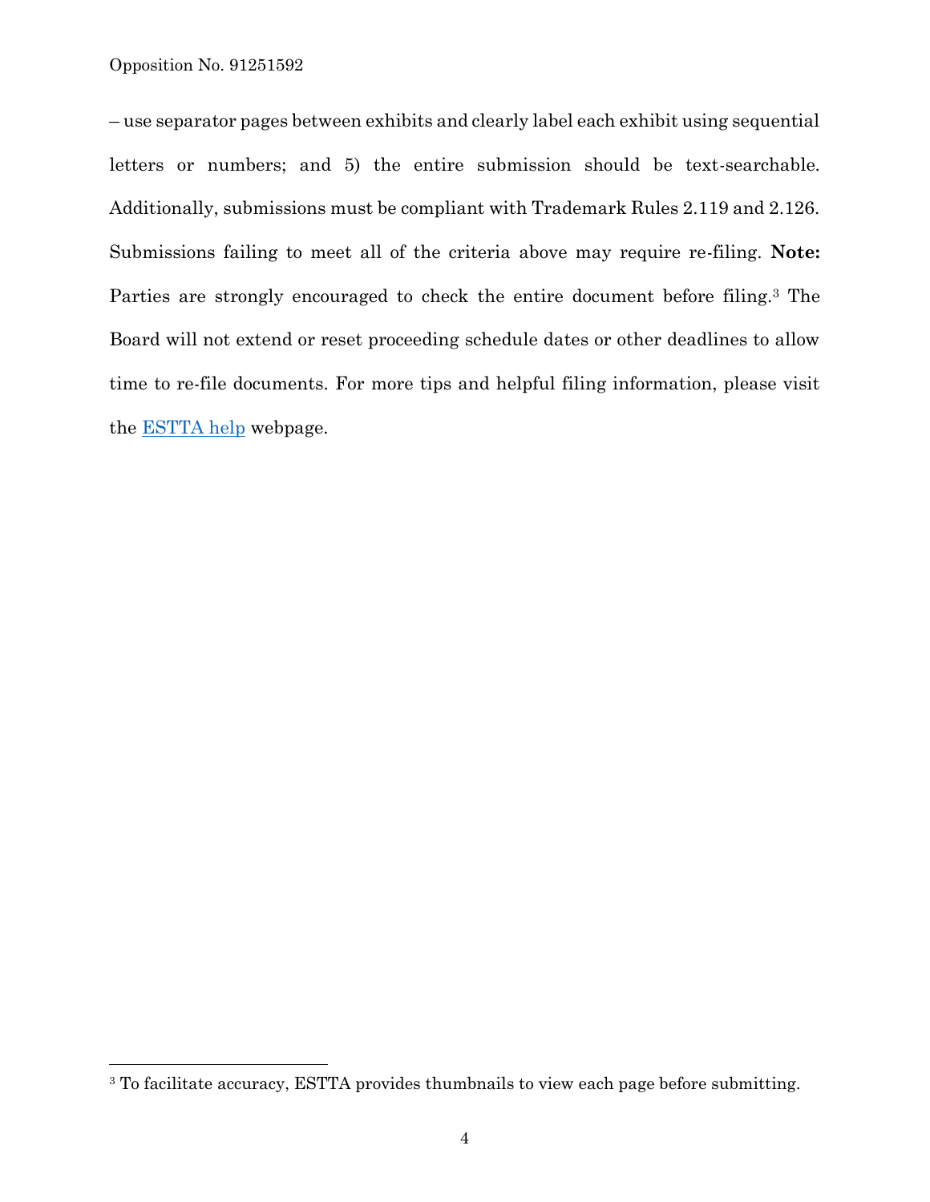– use separator pages between exhibits and clearly label each exhibit using sequential letters or numbers; and 5) the entire submission should be text-searchable. Additionally, submissions must be compliant with Trademark Rules 2.119 and 2.126. Submissions failing to meet all of the criteria above may require re-filing. **Note:** Parties are strongly encouraged to check the entire document before filing.[3] The Board will not extend or reset proceeding schedule dates or other deadlines to allow time to re-file documents. For more tips and helpful filing information, please visit the ESTTA help webpage.

---

[3] To facilitate accuracy, ESTTA provides thumbnails to view each page before submitting.